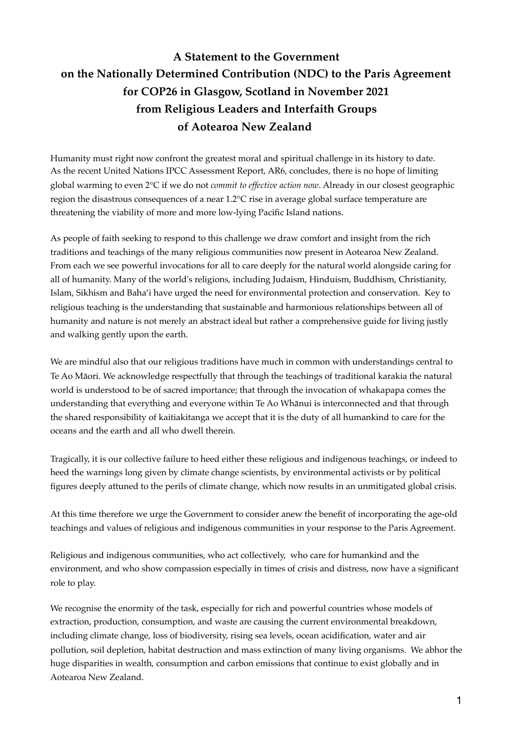# A Statement to the Government on the Nationally Determined Contribution (NDC) to the Paris Agreement for COP26 in Glasgow, Scotland in November 2021 from Religious Leaders and Interfaith Groups of Aotearoa New Zealand

Humanity must right now confront the greatest moral and spiritual challenge in its history to date. As the recent United Nations IPCC Assessment Report, AR6, concludes, there is no hope of limiting global warming to even 2°C if we do not *commit to effective action now*. Already in our closest geographic region the disastrous consequences of a near 1.2°C rise in average global surface temperature are threatening the viability of more and more low-lying Pacific Island nations.

As people of faith seeking to respond to this challenge we draw comfort and insight from the rich traditions and teachings of the many religious communities now present in Aotearoa New Zealand. From each we see powerful invocations for all to care deeply for the natural world alongside caring for all of humanity. Many of the world's religions, including Judaism, Hinduism, Buddhism, Christianity, Islam, Sikhism and Baha'i have urged the need for environmental protection and conservation. Key to religious teaching is the understanding that sustainable and harmonious relationships between all of humanity and nature is not merely an abstract ideal but rather a comprehensive guide for living justly and walking gently upon the earth.

We are mindful also that our religious traditions have much in common with understandings central to Te Ao Māori. We acknowledge respectfully that through the teachings of traditional karakia the natural world is understood to be of sacred importance; that through the invocation of whakapapa comes the understanding that everything and everyone within Te Ao Whānui is interconnected and that through the shared responsibility of kaitiakitanga we accept that it is the duty of all humankind to care for the oceans and the earth and all who dwell therein.

Tragically, it is our collective failure to heed either these religious and indigenous teachings, or indeed to heed the warnings long given by climate change scientists, by environmental activists or by political figures deeply attuned to the perils of climate change, which now results in an unmitigated global crisis.

At this time therefore we urge the Government to consider anew the benefit of incorporating the age-old teachings and values of religious and indigenous communities in your response to the Paris Agreement.

Religious and indigenous communities, who act collectively, who care for humankind and the environment, and who show compassion especially in times of crisis and distress, now have a significant role to play.

We recognise the enormity of the task, especially for rich and powerful countries whose models of extraction, production, consumption, and waste are causing the current environmental breakdown, including climate change, loss of biodiversity, rising sea levels, ocean acidification, water and air pollution, soil depletion, habitat destruction and mass extinction of many living organisms. We abhor the huge disparities in wealth, consumption and carbon emissions that continue to exist globally and in Aotearoa New Zealand.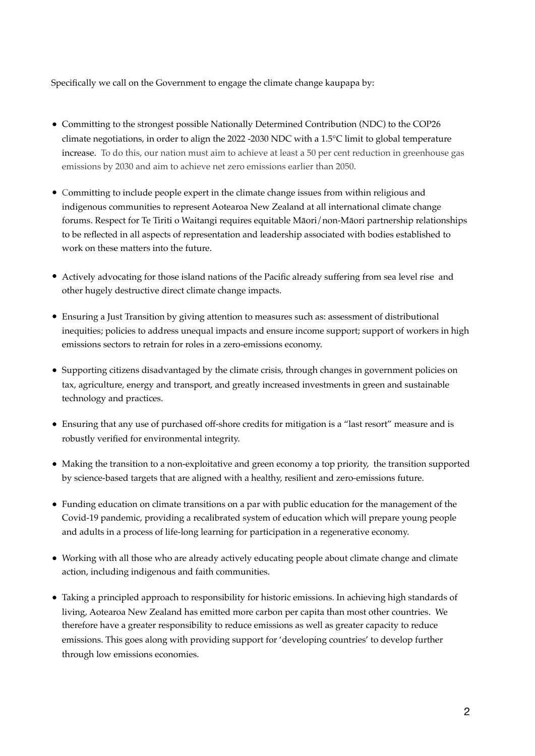Specifically we call on the Government to engage the climate change kaupapa by:

- Committing to the strongest possible Nationally Determined Contribution (NDC) to the COP26 climate negotiations, in order to align the 2022 -2030 NDC with a 1.5°C limit to global temperature increase. To do this, our nation must aim to achieve at least a 50 per cent reduction in greenhouse gas emissions by 2030 and aim to achieve net zero emissions earlier than 2050.

- Committing to include people expert in the climate change issues from within religious and indigenous communities to represent Aotearoa New Zealand at all international climate change forums. Respect for Te Tiriti o Waitangi requires equitable Māori/non-Māori partnership relationships to be reflected in all aspects of representation and leadership associated with bodies established to work on these matters into the future.

- Actively advocating for those island nations of the Pacific already suffering from sea level rise and other hugely destructive direct climate change impacts.

- Ensuring a Just Transition by giving attention to measures such as: assessment of distributional inequities; policies to address unequal impacts and ensure income support; support of workers in high emissions sectors to retrain for roles in a zero-emissions economy.

- Supporting citizens disadvantaged by the climate crisis, through changes in government policies on tax, agriculture, energy and transport, and greatly increased investments in green and sustainable technology and practices.

- Ensuring that any use of purchased off-shore credits for mitigation is a "last resort" measure and is robustly verified for environmental integrity.

- Making the transition to a non-exploitative and green economy a top priority, the transition supported by science-based targets that are aligned with a healthy, resilient and zero-emissions future.

- Funding education on climate transitions on a par with public education for the management of the Covid-19 pandemic, providing a recalibrated system of education which will prepare young people and adults in a process of life-long learning for participation in a regenerative economy.

- Working with all those who are already actively educating people about climate change and climate action, including indigenous and faith communities.

- Taking a principled approach to responsibility for historic emissions. In achieving high standards of living, Aotearoa New Zealand has emitted more carbon per capita than most other countries. We therefore have a greater responsibility to reduce emissions as well as greater capacity to reduce emissions. This goes along with providing support for 'developing countries' to develop further through low emissions economies.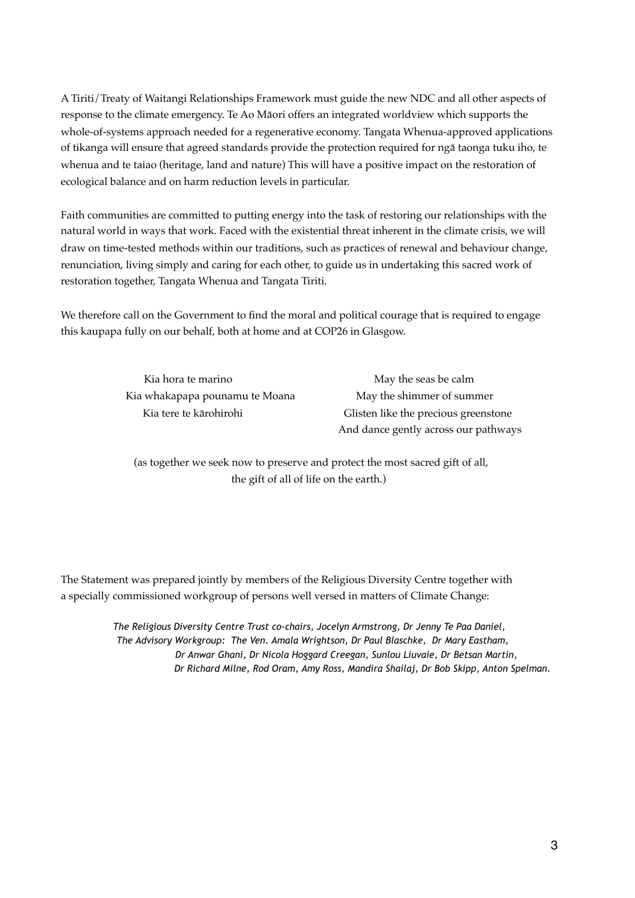A Tiriti/Treaty of Waitangi Relationships Framework must guide the new NDC and all other aspects of response to the climate emergency. Te Ao Māori offers an integrated worldview which supports the whole-of-systems approach needed for a regenerative economy. Tangata Whenua-approved applications of tikanga will ensure that agreed standards provide the protection required for ngā taonga tuku iho, te whenua and te taiao (heritage, land and nature) This will have a positive impact on the restoration of ecological balance and on harm reduction levels in particular.

Faith communities are committed to putting energy into the task of restoring our relationships with the natural world in ways that work. Faced with the existential threat inherent in the climate crisis, we will draw on time-tested methods within our traditions, such as practices of renewal and behaviour change, renunciation, living simply and caring for each other, to guide us in undertaking this sacred work of restoration together, Tangata Whenua and Tangata Tiriti.

We therefore call on the Government to find the moral and political courage that is required to engage this kaupapa fully on our behalf, both at home and at COP26 in Glasgow.

| | |
|---|---|
| Kia hora te marino | May the seas be calm |
| Kia whakapapa pounamu te Moana | May the shimmer of summer |
| Kia tere te kārohirohi | Glisten like the precious greenstone |
| | And dance gently across our pathways |

(as together we seek now to preserve and protect the most sacred gift of all, the gift of all of life on the earth.)

The Statement was prepared jointly by members of the Religious Diversity Centre together with a specially commissioned workgroup of persons well versed in matters of Climate Change:

*The Religious Diversity Centre Trust co-chairs, Jocelyn Armstrong, Dr Jenny Te Paa Daniel,*
*The Advisory Workgroup: The Ven. Amala Wrightson, Dr Paul Blaschke, Dr Mary Eastham, Dr Anwar Ghani, Dr Nicola Hoggard Creegan, Sunlou Liuvaie, Dr Betsan Martin, Dr Richard Milne, Rod Oram, Amy Ross, Mandira Shailaj, Dr Bob Skipp, Anton Spelman.*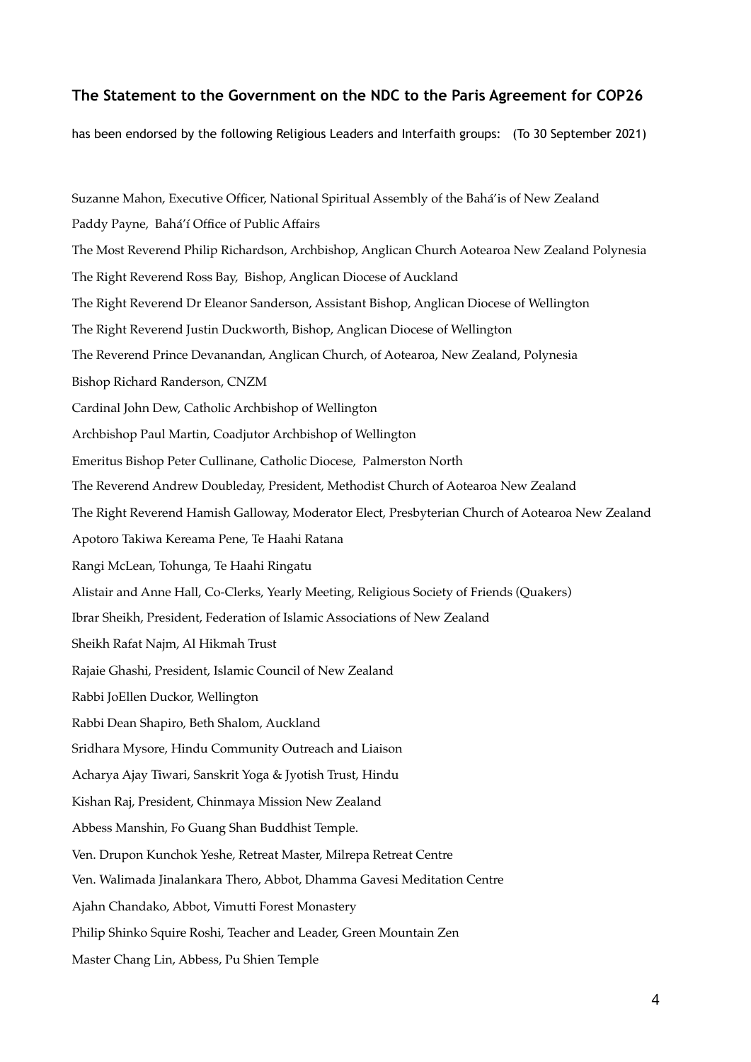**The Statement to the Government on the NDC to the Paris Agreement for COP26**

has been endorsed by the following Religious Leaders and Interfaith groups: (To 30 September 2021)

Suzanne Mahon, Executive Officer, National Spiritual Assembly of the Bahá'is of New Zealand

Paddy Payne, Bahá'í Office of Public Affairs

The Most Reverend Philip Richardson, Archbishop, Anglican Church Aotearoa New Zealand Polynesia

The Right Reverend Ross Bay, Bishop, Anglican Diocese of Auckland

The Right Reverend Dr Eleanor Sanderson, Assistant Bishop, Anglican Diocese of Wellington

The Right Reverend Justin Duckworth, Bishop, Anglican Diocese of Wellington

The Reverend Prince Devanandan, Anglican Church, of Aotearoa, New Zealand, Polynesia

Bishop Richard Randerson, CNZM

Cardinal John Dew, Catholic Archbishop of Wellington

Archbishop Paul Martin, Coadjutor Archbishop of Wellington

Emeritus Bishop Peter Cullinane, Catholic Diocese, Palmerston North

The Reverend Andrew Doubleday, President, Methodist Church of Aotearoa New Zealand

The Right Reverend Hamish Galloway, Moderator Elect, Presbyterian Church of Aotearoa New Zealand

Apotoro Takiwa Kereama Pene, Te Haahi Ratana

Rangi McLean, Tohunga, Te Haahi Ringatu

Alistair and Anne Hall, Co-Clerks, Yearly Meeting, Religious Society of Friends (Quakers)

Ibrar Sheikh, President, Federation of Islamic Associations of New Zealand

Sheikh Rafat Najm, Al Hikmah Trust

Rajaie Ghashi, President, Islamic Council of New Zealand

Rabbi JoEllen Duckor, Wellington

Rabbi Dean Shapiro, Beth Shalom, Auckland

Sridhara Mysore, Hindu Community Outreach and Liaison

Acharya Ajay Tiwari, Sanskrit Yoga & Jyotish Trust, Hindu

Kishan Raj, President, Chinmaya Mission New Zealand

Abbess Manshin, Fo Guang Shan Buddhist Temple.

Ven. Drupon Kunchok Yeshe, Retreat Master, Milrepa Retreat Centre

Ven. Walimada Jinalankara Thero, Abbot, Dhamma Gavesi Meditation Centre

Ajahn Chandako, Abbot, Vimutti Forest Monastery

Philip Shinko Squire Roshi, Teacher and Leader, Green Mountain Zen

Master Chang Lin, Abbess, Pu Shien Temple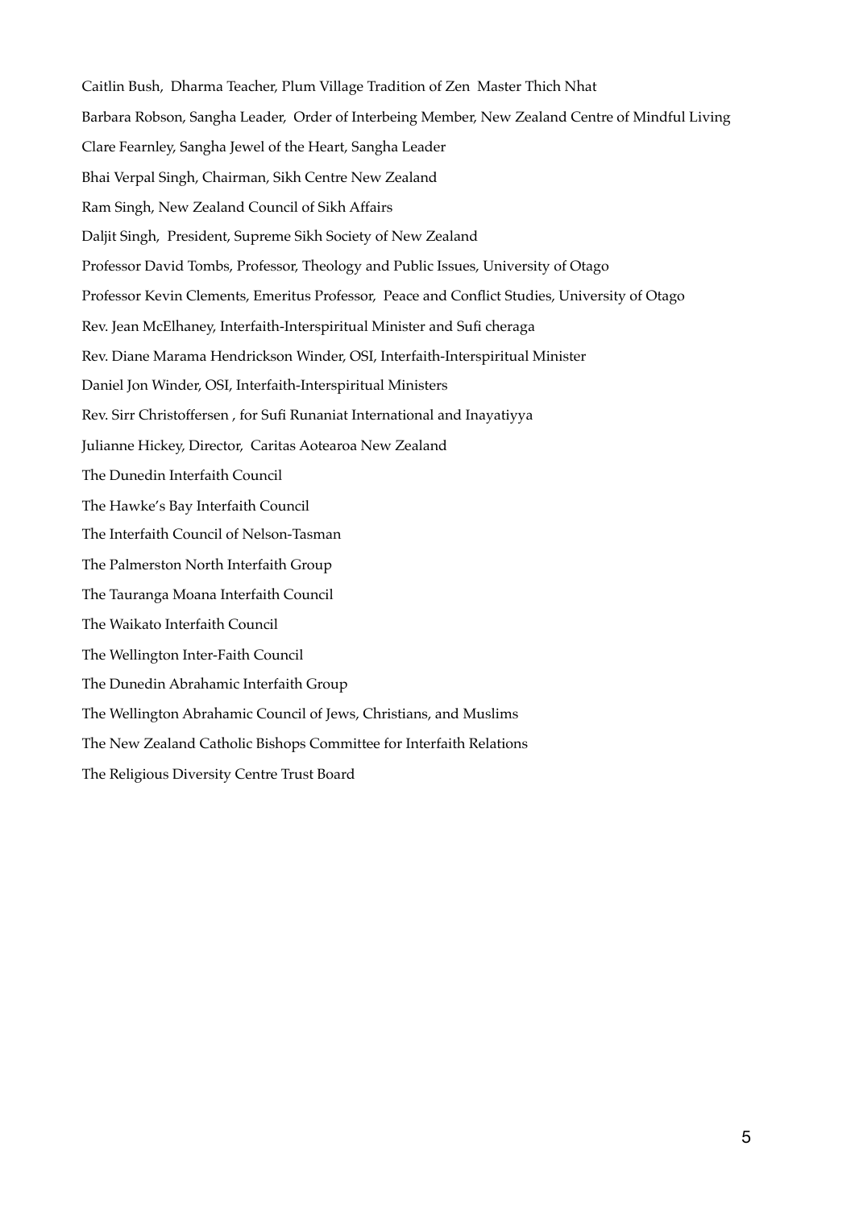Caitlin Bush, Dharma Teacher, Plum Village Tradition of Zen Master Thich Nhat

Barbara Robson, Sangha Leader, Order of Interbeing Member, New Zealand Centre of Mindful Living

Clare Fearnley, Sangha Jewel of the Heart, Sangha Leader

Bhai Verpal Singh, Chairman, Sikh Centre New Zealand

Ram Singh, New Zealand Council of Sikh Affairs

Daljit Singh, President, Supreme Sikh Society of New Zealand

Professor David Tombs, Professor, Theology and Public Issues, University of Otago

Professor Kevin Clements, Emeritus Professor, Peace and Conflict Studies, University of Otago

Rev. Jean McElhaney, Interfaith-Interspiritual Minister and Sufi cheraga

Rev. Diane Marama Hendrickson Winder, OSI, Interfaith-Interspiritual Minister

Daniel Jon Winder, OSI, Interfaith-Interspiritual Ministers

Rev. Sirr Christoffersen , for Sufi Runaniat International and Inayatiyya

Julianne Hickey, Director, Caritas Aotearoa New Zealand

The Dunedin Interfaith Council

The Hawke's Bay Interfaith Council

The Interfaith Council of Nelson-Tasman

The Palmerston North Interfaith Group

The Tauranga Moana Interfaith Council

The Waikato Interfaith Council

The Wellington Inter-Faith Council

The Dunedin Abrahamic Interfaith Group

The Wellington Abrahamic Council of Jews, Christians, and Muslims

The New Zealand Catholic Bishops Committee for Interfaith Relations

The Religious Diversity Centre Trust Board